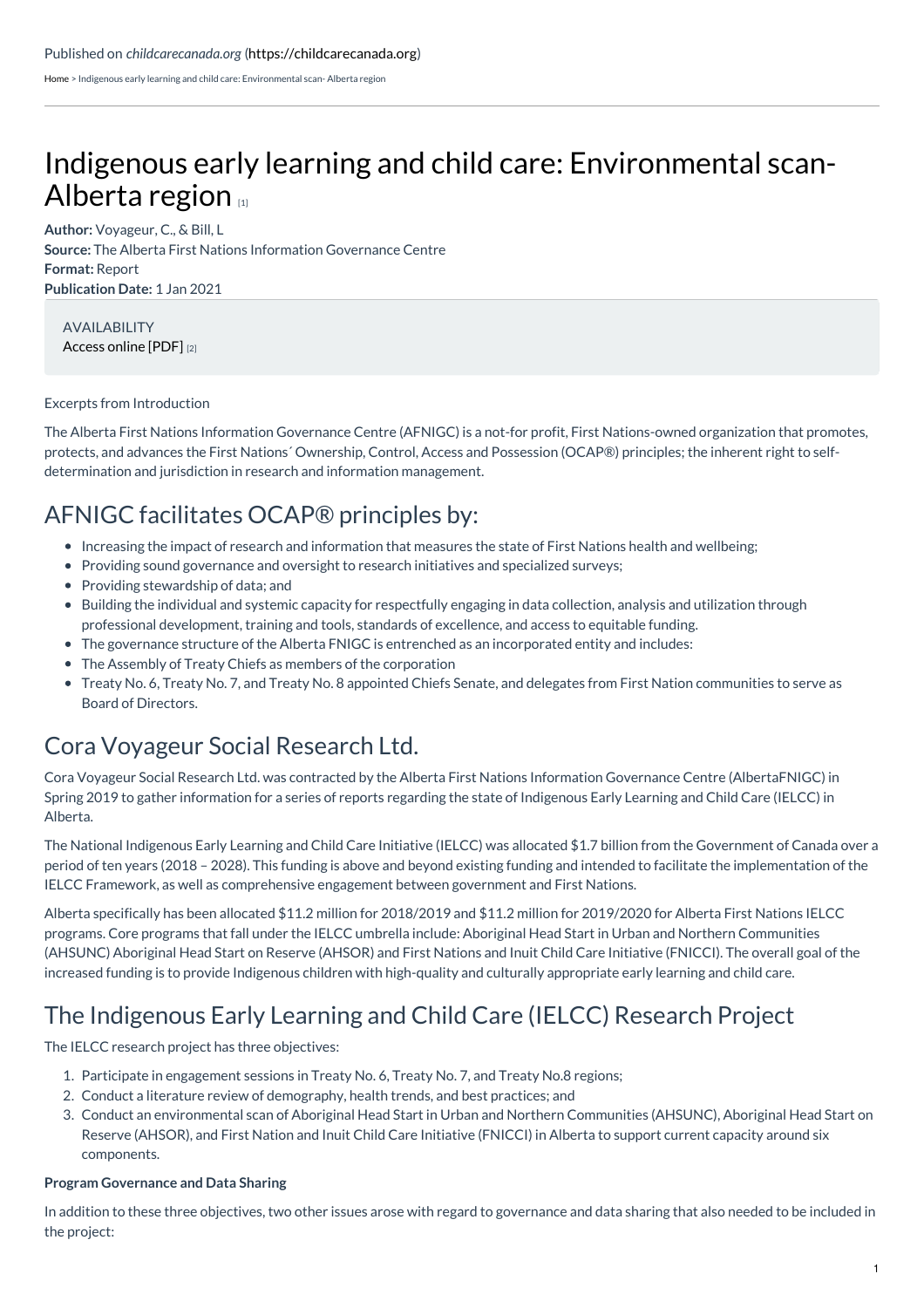Published on *childcarecanada.org* (https://childcarecanada.org)

Home > Indigenous early learning and child care: Environmental scan- Alberta region

# Indigenous early learning and child care: Environmental scan- Alberta region [1]

**Author:** Voyageur, C., & Bill, L
**Source:** The Alberta First Nations Information Governance Centre
**Format:** Report
**Publication Date:** 1 Jan 2021

AVAILABILITY
Access online [PDF] [2]

Excerpts from Introduction

The Alberta First Nations Information Governance Centre (AFNIGC) is a not-for profit, First Nations-owned organization that promotes, protects, and advances the First Nations´ Ownership, Control, Access and Possession (OCAP®) principles; the inherent right to self-determination and jurisdiction in research and information management.

## AFNIGC facilitates OCAP® principles by:

- Increasing the impact of research and information that measures the state of First Nations health and wellbeing;
- Providing sound governance and oversight to research initiatives and specialized surveys;
- Providing stewardship of data; and
- Building the individual and systemic capacity for respectfully engaging in data collection, analysis and utilization through professional development, training and tools, standards of excellence, and access to equitable funding.
- The governance structure of the Alberta FNIGC is entrenched as an incorporated entity and includes:
- The Assembly of Treaty Chiefs as members of the corporation
- Treaty No. 6, Treaty No. 7, and Treaty No. 8 appointed Chiefs Senate, and delegates from First Nation communities to serve as Board of Directors.

## Cora Voyageur Social Research Ltd.

Cora Voyageur Social Research Ltd. was contracted by the Alberta First Nations Information Governance Centre (AlbertaFNIGC) in Spring 2019 to gather information for a series of reports regarding the state of Indigenous Early Learning and Child Care (IELCC) in Alberta.

The National Indigenous Early Learning and Child Care Initiative (IELCC) was allocated $1.7 billion from the Government of Canada over a period of ten years (2018 – 2028). This funding is above and beyond existing funding and intended to facilitate the implementation of the IELCC Framework, as well as comprehensive engagement between government and First Nations.

Alberta specifically has been allocated $11.2 million for 2018/2019 and $11.2 million for 2019/2020 for Alberta First Nations IELCC programs. Core programs that fall under the IELCC umbrella include: Aboriginal Head Start in Urban and Northern Communities (AHSUNC) Aboriginal Head Start on Reserve (AHSOR) and First Nations and Inuit Child Care Initiative (FNICCI). The overall goal of the increased funding is to provide Indigenous children with high-quality and culturally appropriate early learning and child care.

## The Indigenous Early Learning and Child Care (IELCC) Research Project

The IELCC research project has three objectives:

1. Participate in engagement sessions in Treaty No. 6, Treaty No. 7, and Treaty No.8 regions;
2. Conduct a literature review of demography, health trends, and best practices; and
3. Conduct an environmental scan of Aboriginal Head Start in Urban and Northern Communities (AHSUNC), Aboriginal Head Start on Reserve (AHSOR), and First Nation and Inuit Child Care Initiative (FNICCI) in Alberta to support current capacity around six components.

**Program Governance and Data Sharing**

In addition to these three objectives, two other issues arose with regard to governance and data sharing that also needed to be included in the project: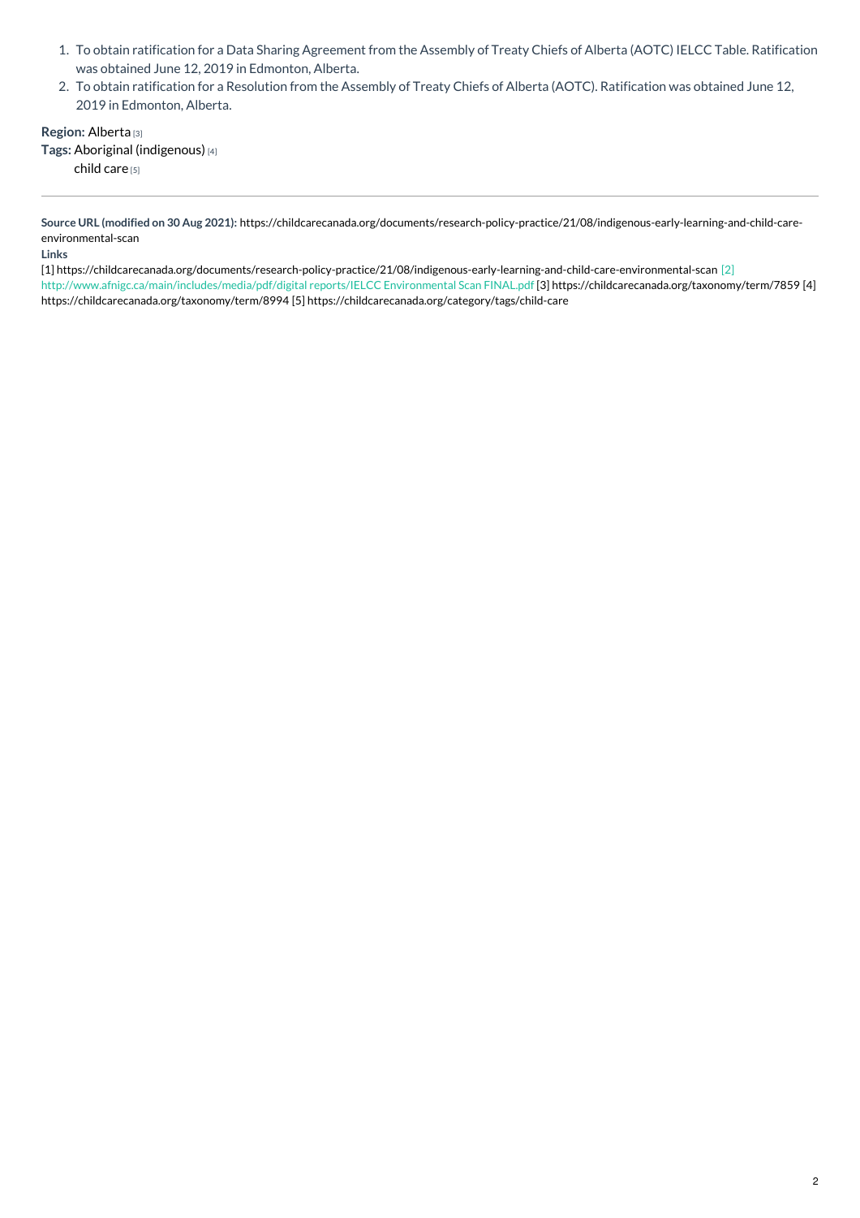1. To obtain ratification for a Data Sharing Agreement from the Assembly of Treaty Chiefs of Alberta (AOTC) IELCC Table. Ratification was obtained June 12, 2019 in Edmonton, Alberta.
2. To obtain ratification for a Resolution from the Assembly of Treaty Chiefs of Alberta (AOTC). Ratification was obtained June 12, 2019 in Edmonton, Alberta.

**Region:** Alberta [3]
**Tags:** Aboriginal (indigenous) [4]
child care [5]

---

**Source URL (modified on 30 Aug 2021):** https://childcarecanada.org/documents/research-policy-practice/21/08/indigenous-early-learning-and-child-care-environmental-scan

**Links**

[1] https://childcarecanada.org/documents/research-policy-practice/21/08/indigenous-early-learning-and-child-care-environmental-scan [2] http://www.afnigc.ca/main/includes/media/pdf/digital reports/IELCC Environmental Scan FINAL.pdf [3] https://childcarecanada.org/taxonomy/term/7859 [4] https://childcarecanada.org/taxonomy/term/8994 [5] https://childcarecanada.org/category/tags/child-care